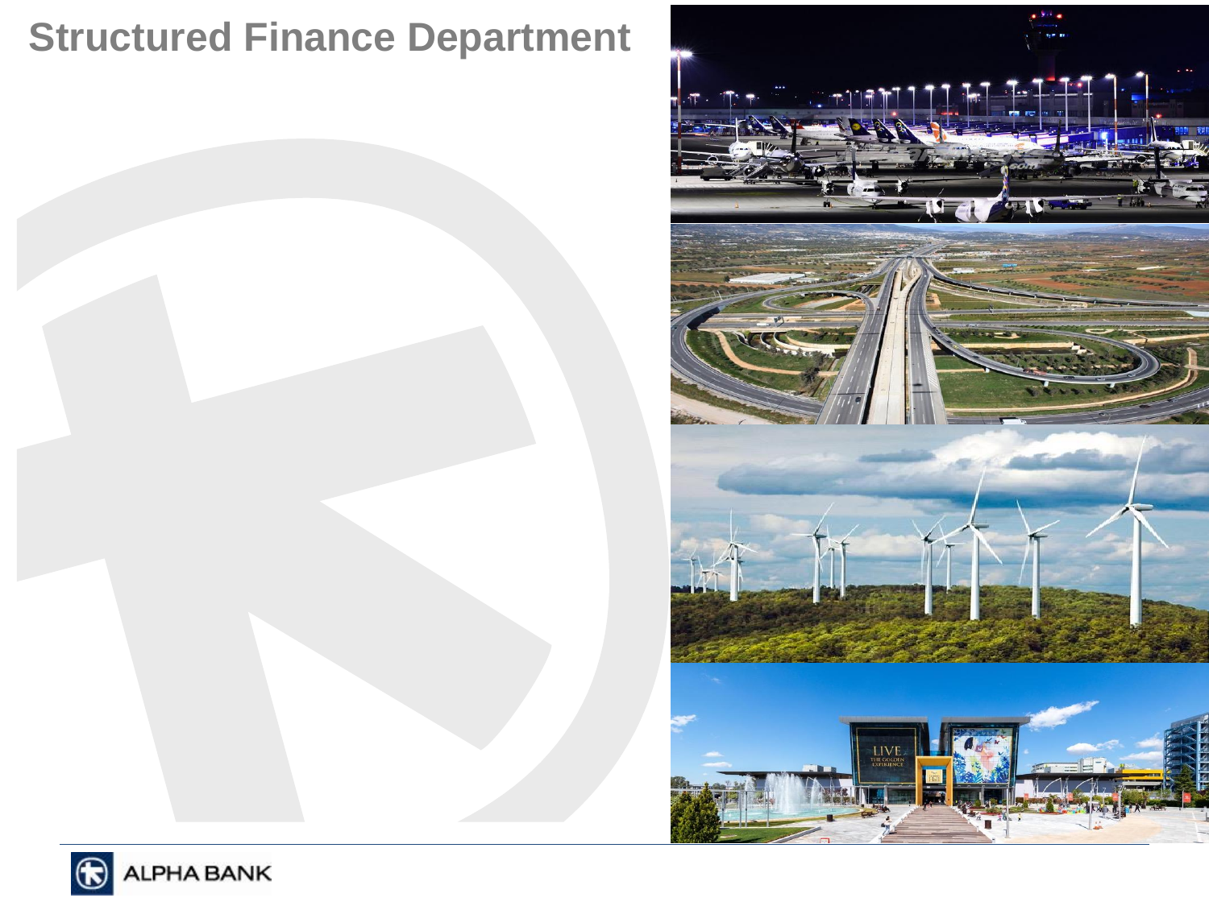# Structured Finance Department

ALPHA BANK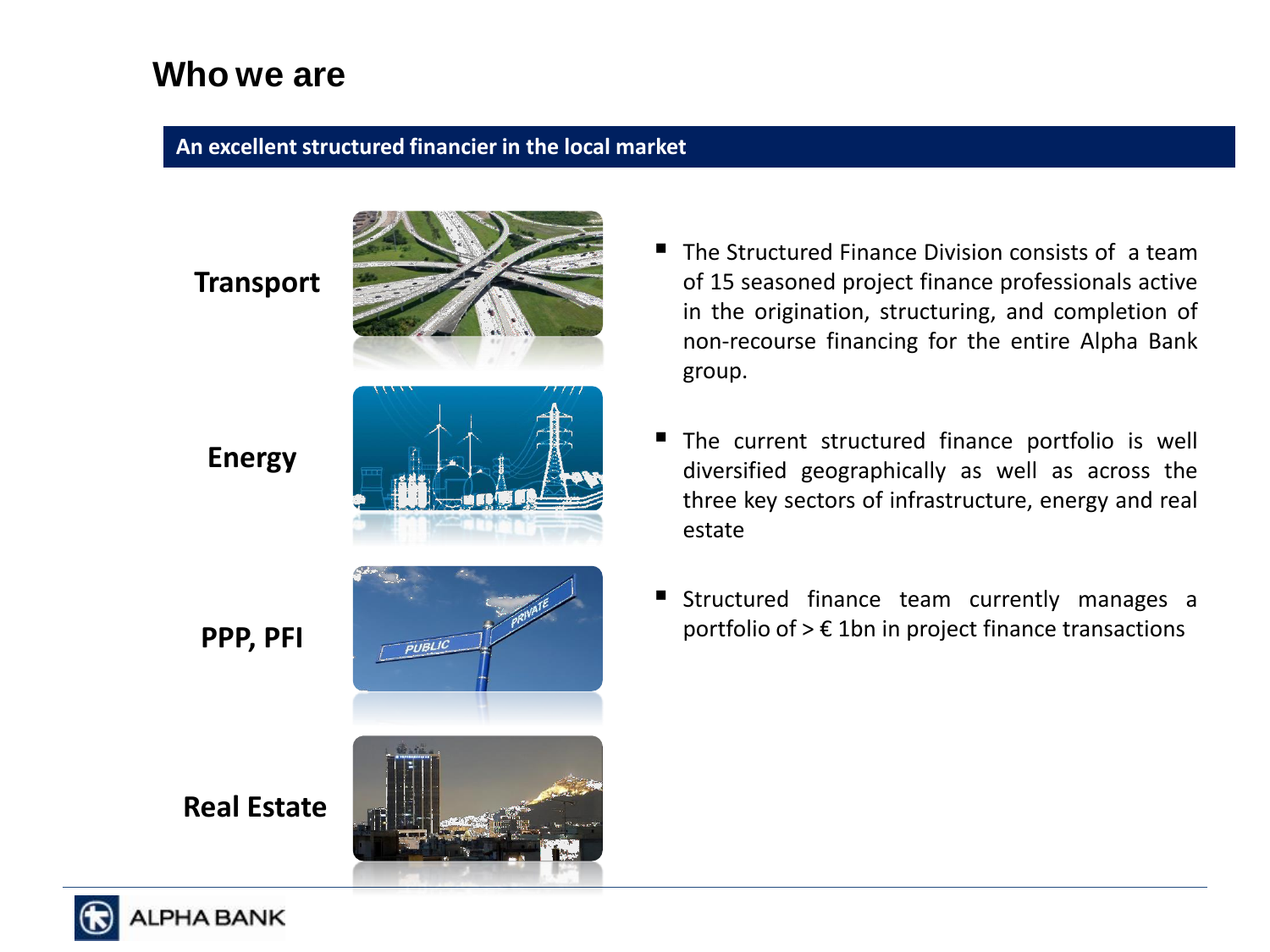# Who we are

**An excellent structured financier in the local market**

**Transport**

**Energy**

**PPP, PFI**

**Real Estate**

- The Structured Finance Division consists of a team of 15 seasoned project finance professionals active in the origination, structuring, and completion of non-recourse financing for the entire Alpha Bank group.

- The current structured finance portfolio is well diversified geographically as well as across the three key sectors of infrastructure, energy and real estate

- Structured finance team currently manages a portfolio of > € 1bn in project finance transactions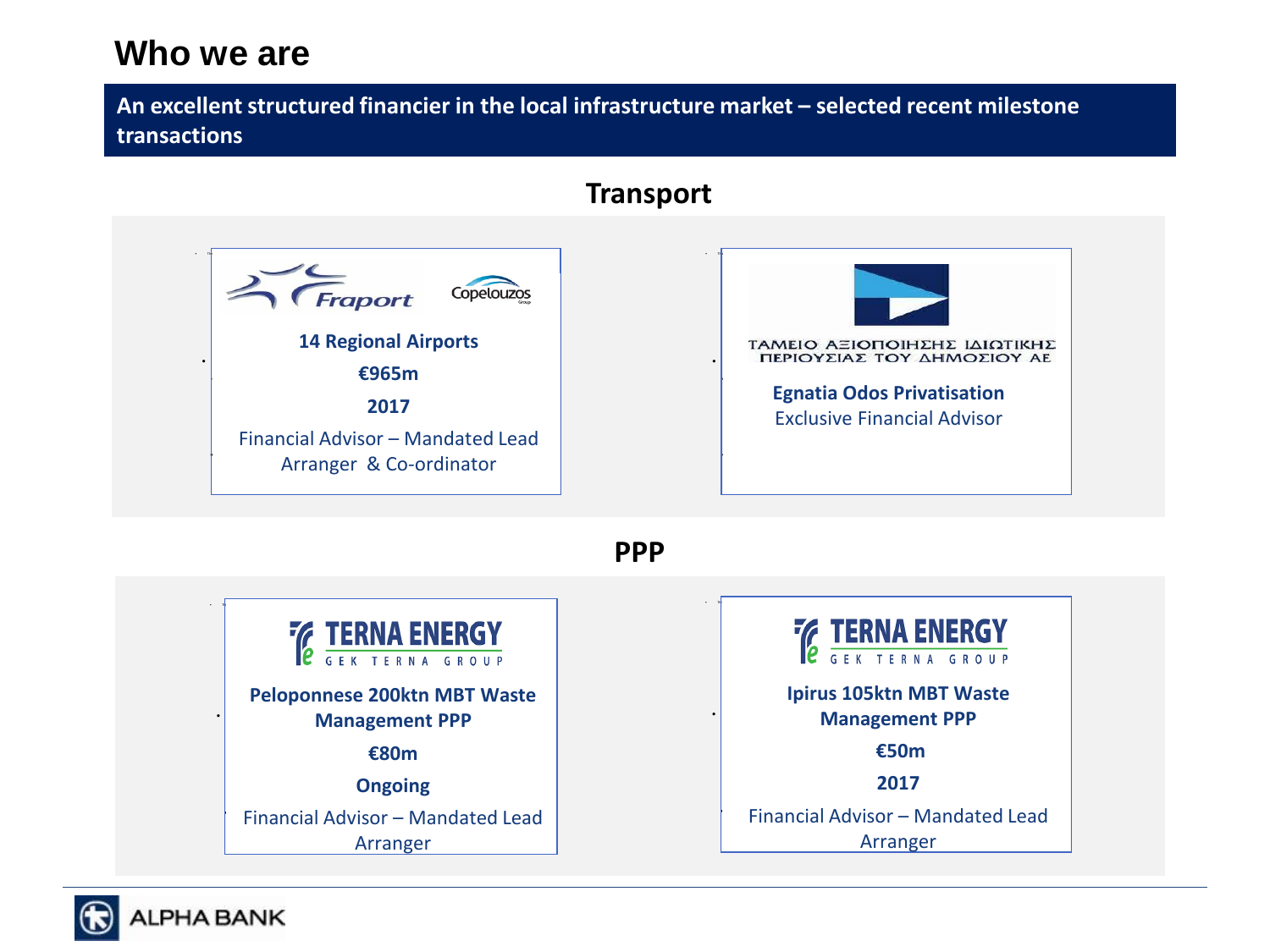# Who we are

**An excellent structured financier in the local infrastructure market – selected recent milestone transactions**

## Transport

Fraport | Copelouzos

**14 Regional Airports**

**€965m**

**2017**

Financial Advisor – Mandated Lead Arranger & Co-ordinator

ΤΑΜΕΙΟ ΑΞΙΟΠΟΙΗΣΗΣ ΙΔΙΩΤΙΚΗΣ ΠΕΡΙΟΥΣΙΑΣ ΤΟΥ ΔΗΜΟΣΙΟΥ ΑΕ

**Egnatia Odos Privatisation**

Exclusive Financial Advisor

## PPP

TERNA ENERGY – GEK TERNA GROUP

**Peloponnese 200ktn MBT Waste Management PPP**

**€80m**

**Ongoing**

Financial Advisor – Mandated Lead Arranger

TERNA ENERGY – GEK TERNA GROUP

**Ipirus 105ktn MBT Waste Management PPP**

**€50m**

**2017**

Financial Advisor – Mandated Lead Arranger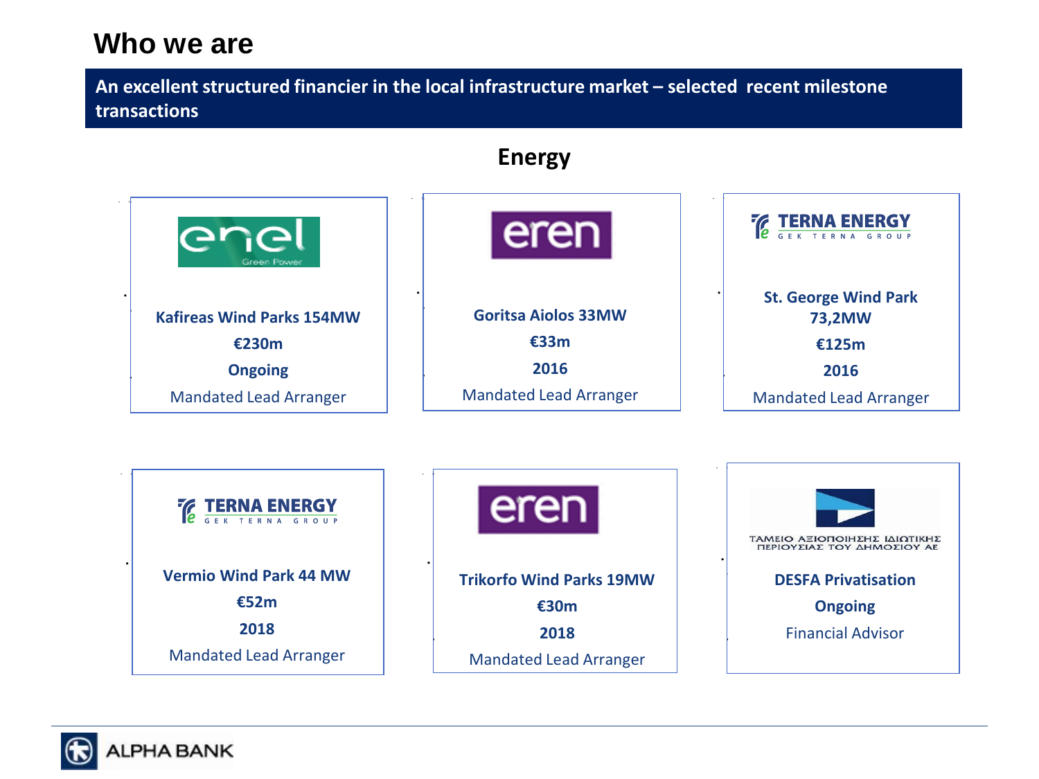# Who we are

**An excellent structured financier in the local infrastructure market – selected recent milestone transactions**

## Energy

enel Green Power

**Kafireas Wind Parks 154MW**

**€230m**

**Ongoing**

Mandated Lead Arranger

eren

**Goritsa Aiolos 33MW**

**€33m**

**2016**

Mandated Lead Arranger

TERNA ENERGY GEK TERNA GROUP

**St. George Wind Park 73,2MW**

**€125m**

**2016**

Mandated Lead Arranger

TERNA ENERGY GEK TERNA GROUP

**Vermio Wind Park 44 MW**

**€52m**

**2018**

Mandated Lead Arranger

eren

**Trikorfo Wind Parks 19MW**

**€30m**

**2018**

Mandated Lead Arranger

ΤΑΜΕΙΟ ΑΞΙΟΠΟΙΗΣΗΣ ΙΔΙΩΤΙΚΗΣ ΠΕΡΙΟΥΣΙΑΣ ΤΟΥ ΔΗΜΟΣΙΟΥ ΑΕ

**DESFA Privatisation**

**Ongoing**

Financial Advisor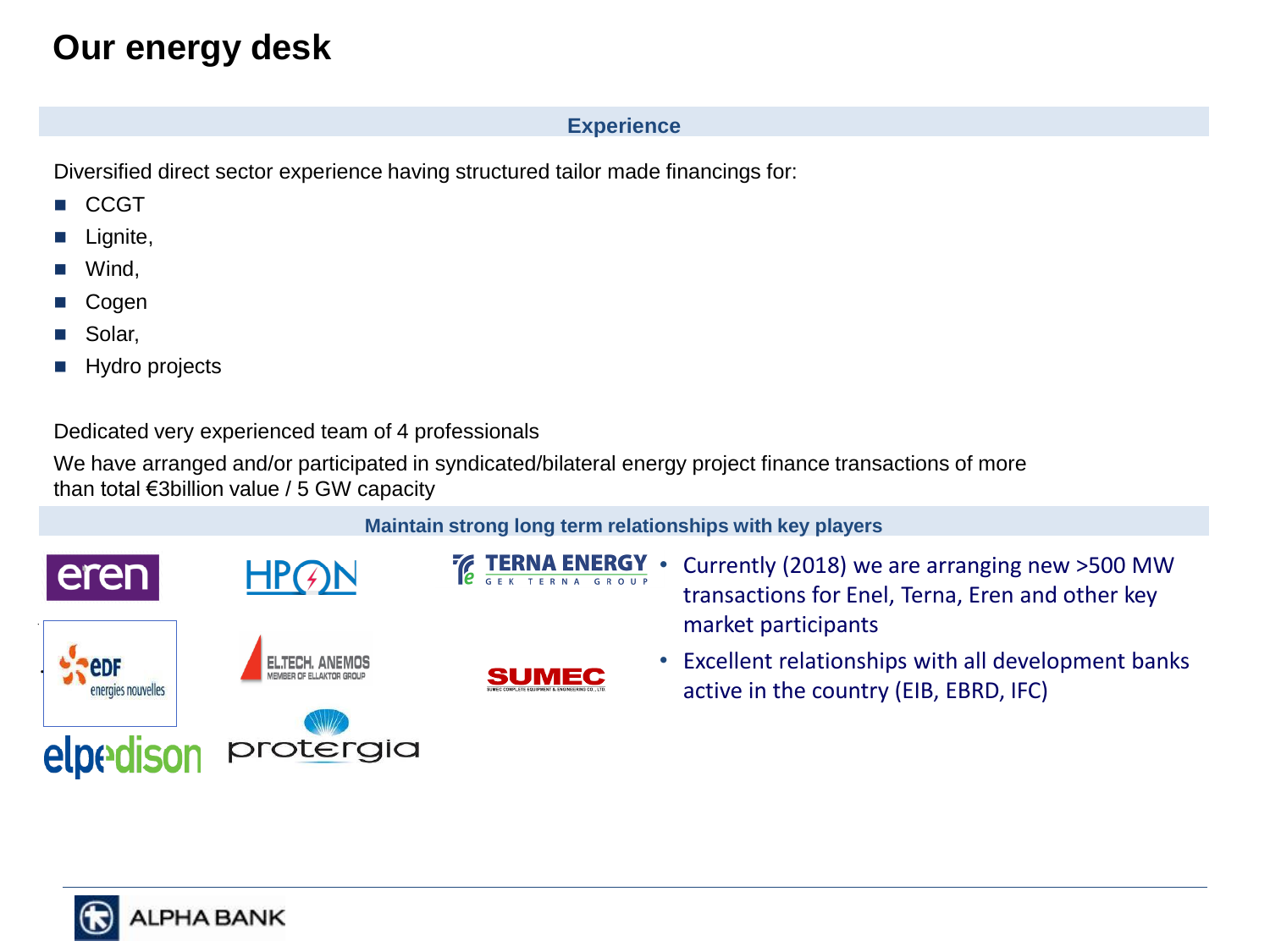# Our energy desk

## Experience

Diversified direct sector experience having structured tailor made financings for:

- CCGT
- Lignite,
- Wind,
- Cogen
- Solar,
- Hydro projects

Dedicated very experienced team of 4 professionals

We have arranged and/or participated in syndicated/bilateral energy project finance transactions of more than total €3billion value / 5 GW capacity

## Maintain strong long term relationships with key players

- Currently (2018) we are arranging new >500 MW transactions for Enel, Terna, Eren and other key market participants
- Excellent relationships with all development banks active in the country (EIB, EBRD, IFC)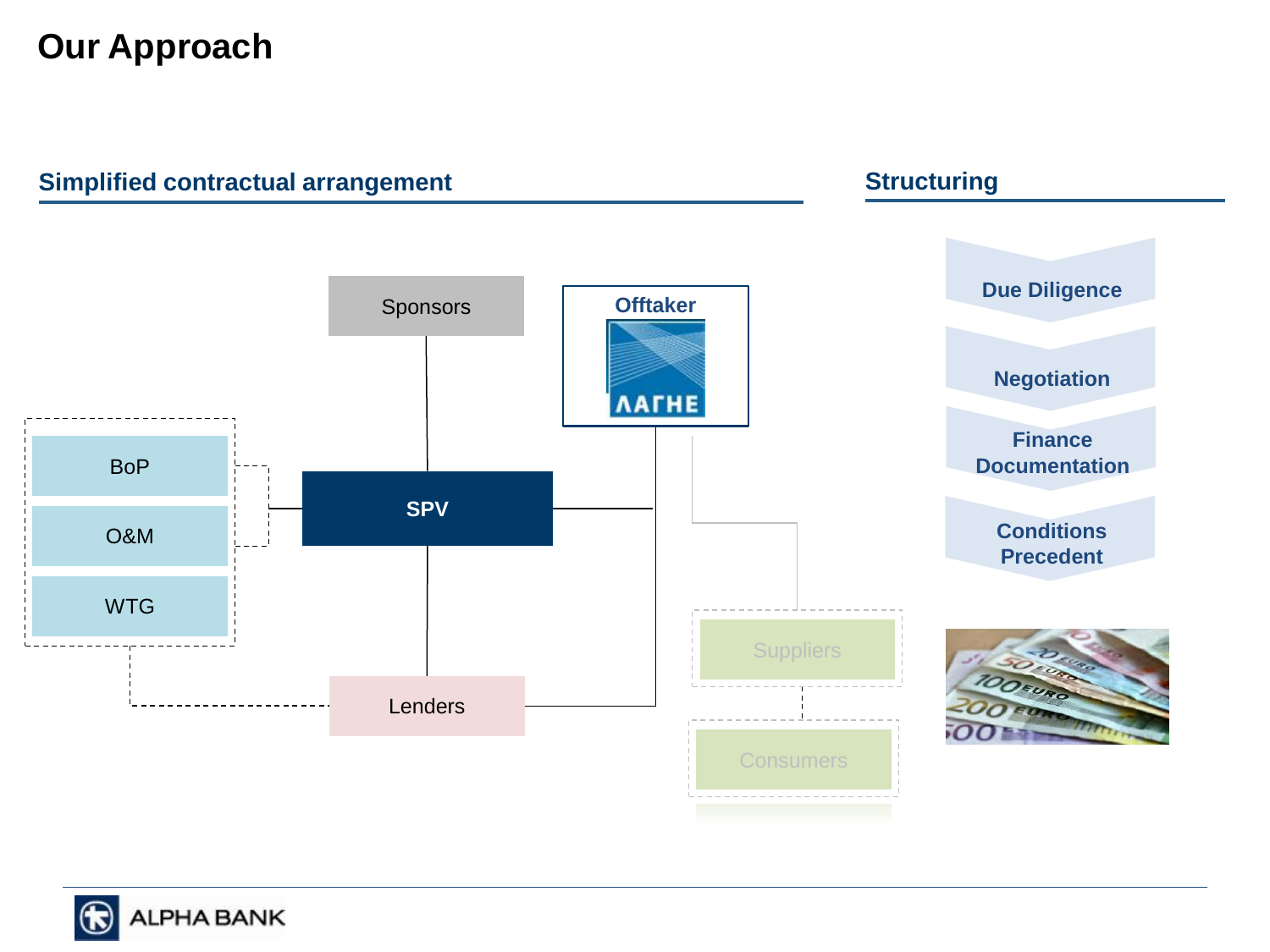# Our Approach

## Simplified contractual arrangement

Sponsors

Offtaker

ΛΑΓΗΕ

BoP

O&M

WTG

SPV

Lenders

Suppliers

Consumers

## Structuring

- Due Diligence
- Negotiation
- Finance Documentation
- Conditions Precedent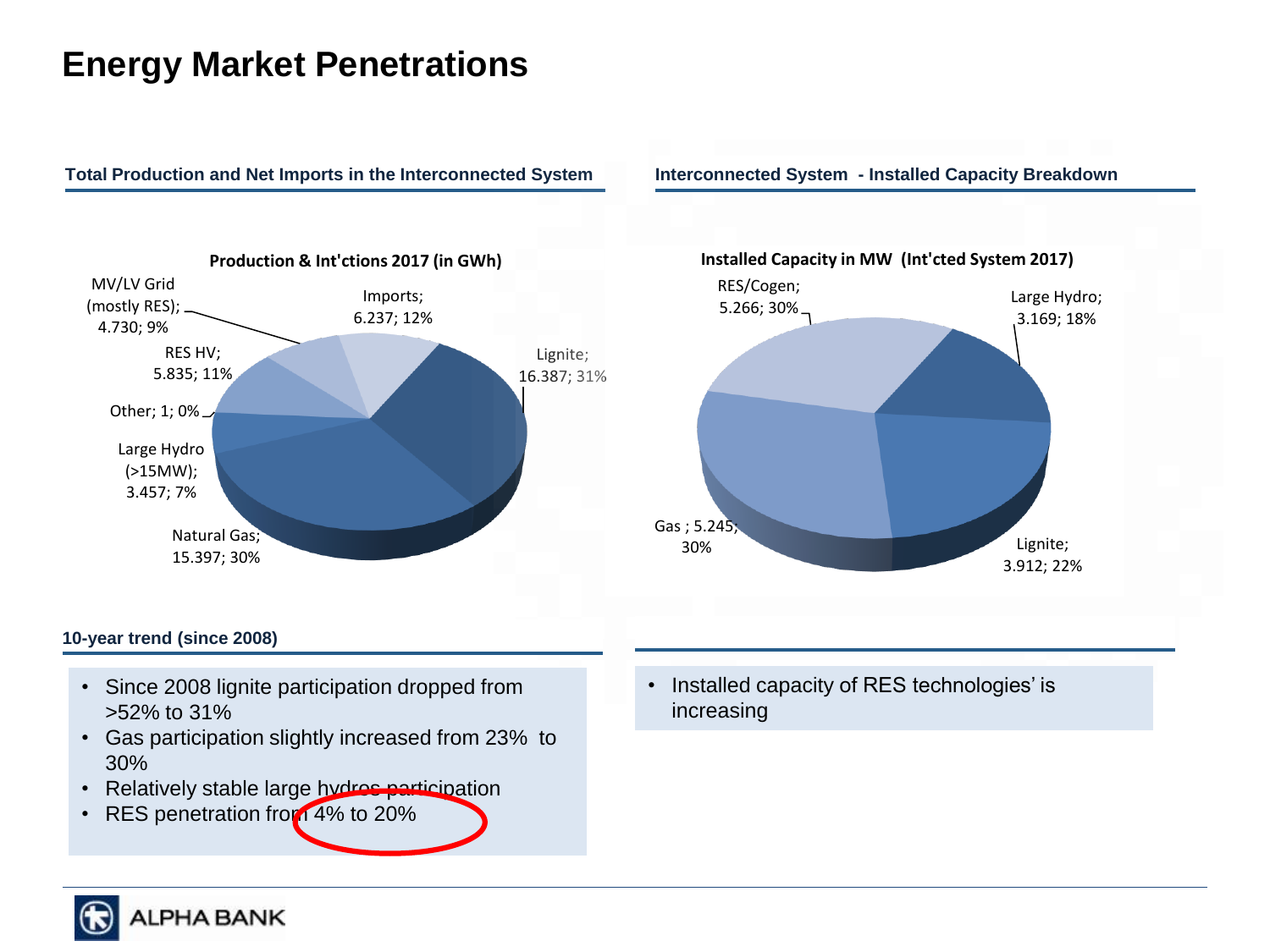# Energy Market Penetrations

## Total Production and Net Imports in the Interconnected System

**Production & Int'ctions 2017 (in GWh)**

- MV/LV Grid (mostly RES); 4.730; 9%
- Imports; 6.237; 12%
- RES HV; 5.835; 11%
- Lignite; 16.387; 31%
- Other; 1; 0%
- Large Hydro (>15MW); 3.457; 7%
- Natural Gas; 15.397; 30%

## Interconnected System - Installed Capacity Breakdown

**Installed Capacity in MW (Int'cted System 2017)**

- RES/Cogen; 5.266; 30%
- Large Hydro; 3.169; 18%
- Gas ; 5.245; 30%
- Lignite; 3.912; 22%

## 10-year trend (since 2008)

- Since 2008 lignite participation dropped from >52% to 31%
- Gas participation slightly increased from 23% to 30%
- Relatively stable large hydros participation
- RES penetration from 4% to 20%

---

- Installed capacity of RES technologies' is increasing

ALPHA BANK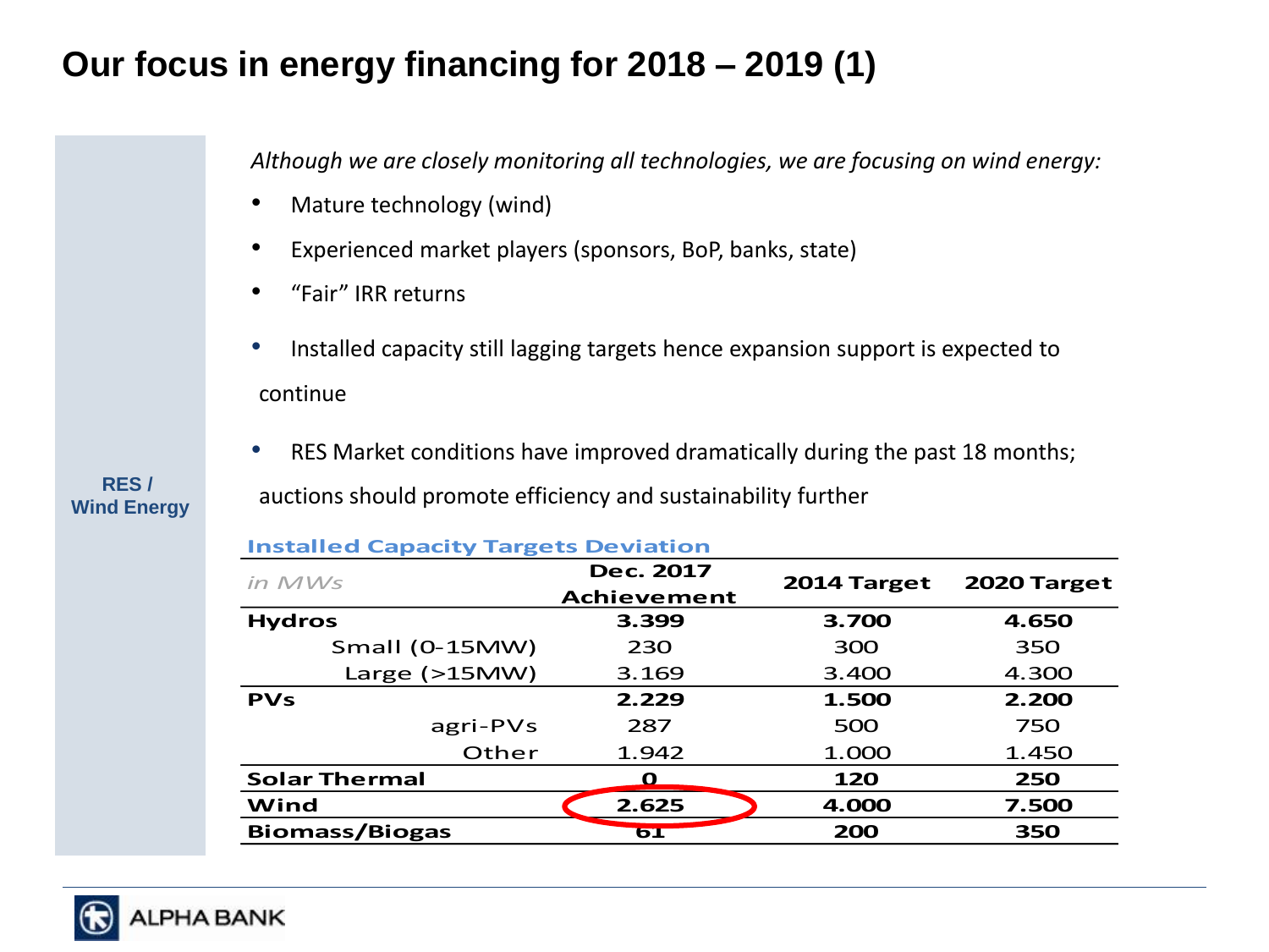# Our focus in energy financing for 2018 – 2019 (1)

**RES / Wind Energy**

*Although we are closely monitoring all technologies, we are focusing on wind energy:*

- Mature technology (wind)
- Experienced market players (sponsors, BoP, banks, state)
- "Fair" IRR returns
- Installed capacity still lagging targets hence expansion support is expected to continue
- RES Market conditions have improved dramatically during the past 18 months; auctions should promote efficiency and sustainability further

**Installed Capacity Targets Deviation**

| *in MWs* | Dec. 2017 Achievement | 2014 Target | 2020 Target |
|---|---|---|---|
| **Hydros** | **3.399** | **3.700** | **4.650** |
| Small (0-15MW) | 230 | 300 | 350 |
| Large (>15MW) | 3.169 | 3.400 | 4.300 |
| **PVs** | **2.229** | **1.500** | **2.200** |
| agri-PVs | 287 | 500 | 750 |
| Other | 1.942 | 1.000 | 1.450 |
| **Solar Thermal** | **0** | **120** | **250** |
| **Wind** | **2.625** | **4.000** | **7.500** |
| **Biomass/Biogas** | **61** | **200** | **350** |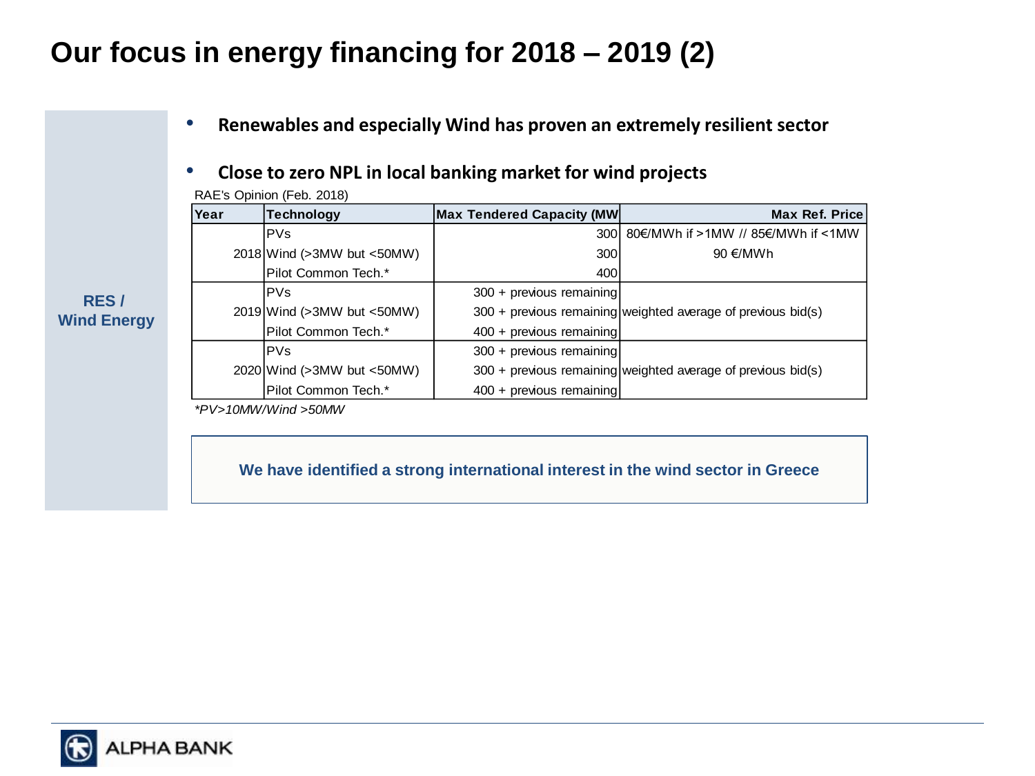# Our focus in energy financing for 2018 – 2019 (2)

**RES / Wind Energy**

- **Renewables and especially Wind has proven an extremely resilient sector**
- **Close to zero NPL in local banking market for wind projects**

RAE's Opinion (Feb. 2018)

| Year | Technology | Max Tendered Capacity (MW | Max Ref. Price |
|---|---|---|---|
| 2018 | PVs | 300 | 80€/MWh if >1MW // 85€/MWh if <1MW |
| | Wind (>3MW but <50MW) | 300 | 90 €/MWh |
| | Pilot Common Tech.* | 400 | |
| 2019 | PVs | 300 + previous remaining | weighted average of previous bid(s) |
| | Wind (>3MW but <50MW) | 300 + previous remaining | |
| | Pilot Common Tech.* | 400 + previous remaining | |
| 2020 | PVs | 300 + previous remaining | weighted average of previous bid(s) |
| | Wind (>3MW but <50MW) | 300 + previous remaining | |
| | Pilot Common Tech.* | 400 + previous remaining | |

*\*PV>10MW/Wind >50MW*

**We have identified a strong international interest in the wind sector in Greece**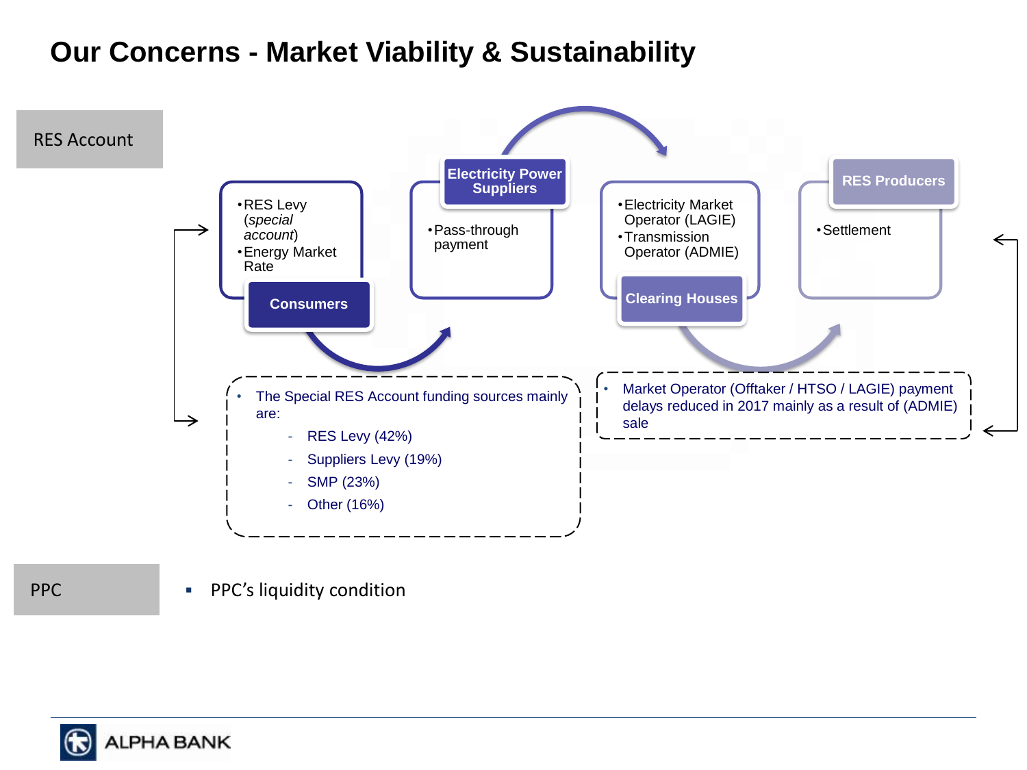# Our Concerns - Market Viability & Sustainability

## RES Account

**Consumers**

- RES Levy (*special account*)
- Energy Market Rate

**Electricity Power Suppliers**

- Pass-through payment

**Clearing Houses**

- Electricity Market Operator (LAGIE)
- Transmission Operator (ADMIE)

**RES Producers**

- Settlement

- The Special RES Account funding sources mainly are:
  - RES Levy (42%)
  - Suppliers Levy (19%)
  - SMP (23%)
  - Other (16%)

- Market Operator (Offtaker / HTSO / LAGIE) payment delays reduced in 2017 mainly as a result of (ADMIE) sale

## PPC

- PPC's liquidity condition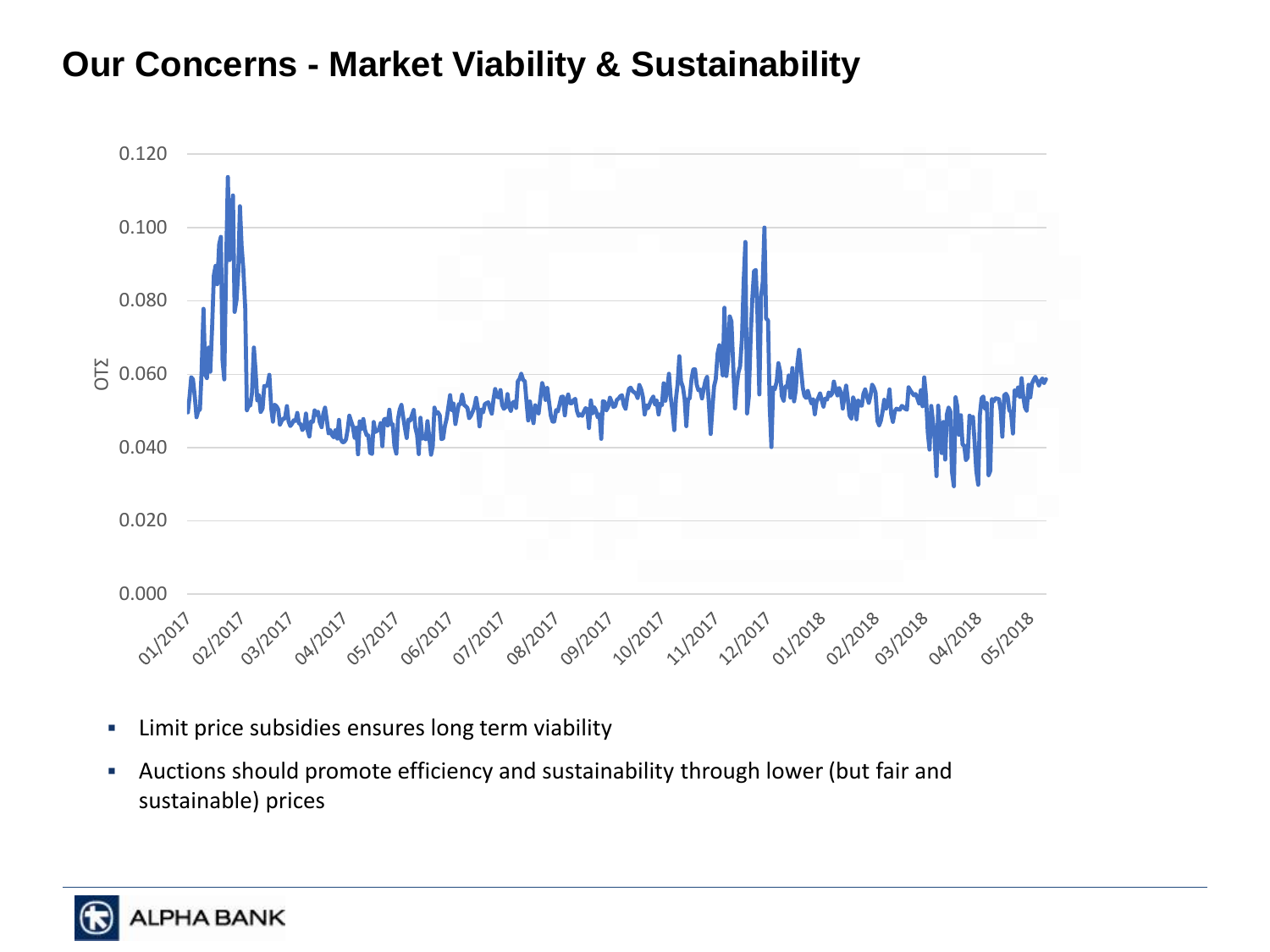# Our Concerns - Market Viability & Sustainability

- Limit price subsidies ensures long term viability
- Auctions should promote efficiency and sustainability through lower (but fair and sustainable) prices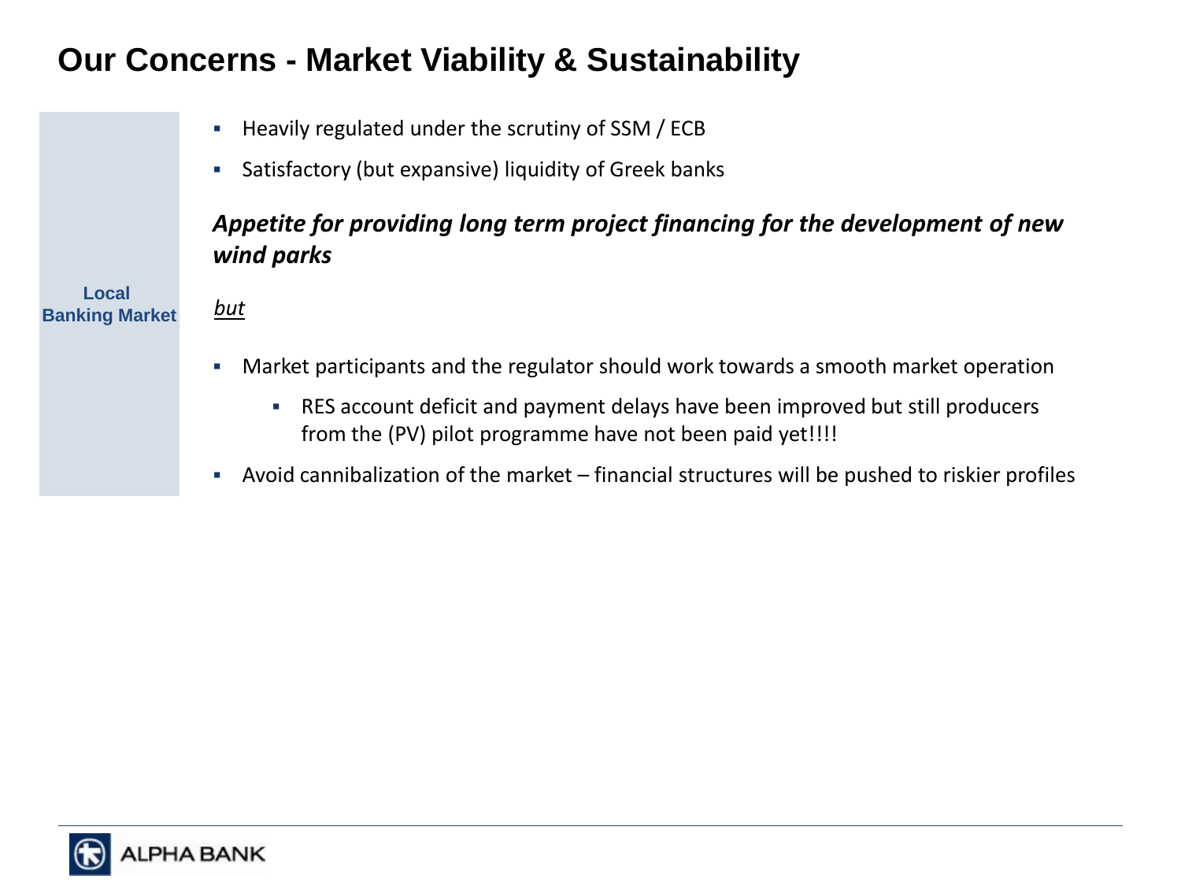# Our Concerns - Market Viability & Sustainability

**Local Banking Market**

- Heavily regulated under the scrutiny of SSM / ECB
- Satisfactory (but expansive) liquidity of Greek banks

***Appetite for providing long term project financing for the development of new wind parks***

*but*

- Market participants and the regulator should work towards a smooth market operation
  - RES account deficit and payment delays have been improved but still producers from the (PV) pilot programme have not been paid yet!!!!
- Avoid cannibalization of the market – financial structures will be pushed to riskier profiles

ALPHA BANK